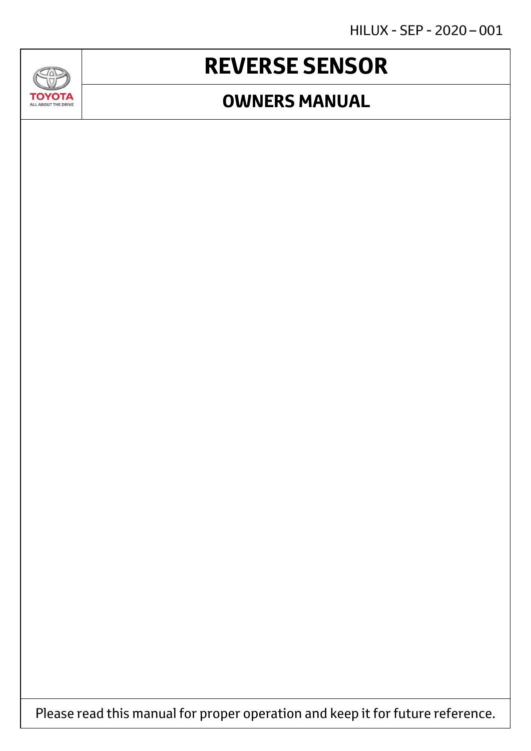HILUX - SEP - 2020 – 001

TOYOTA
ALL ABOUT THE DRIVE

# REVERSE SENSOR

## OWNERS MANUAL

Please read this manual for proper operation and keep it for future reference.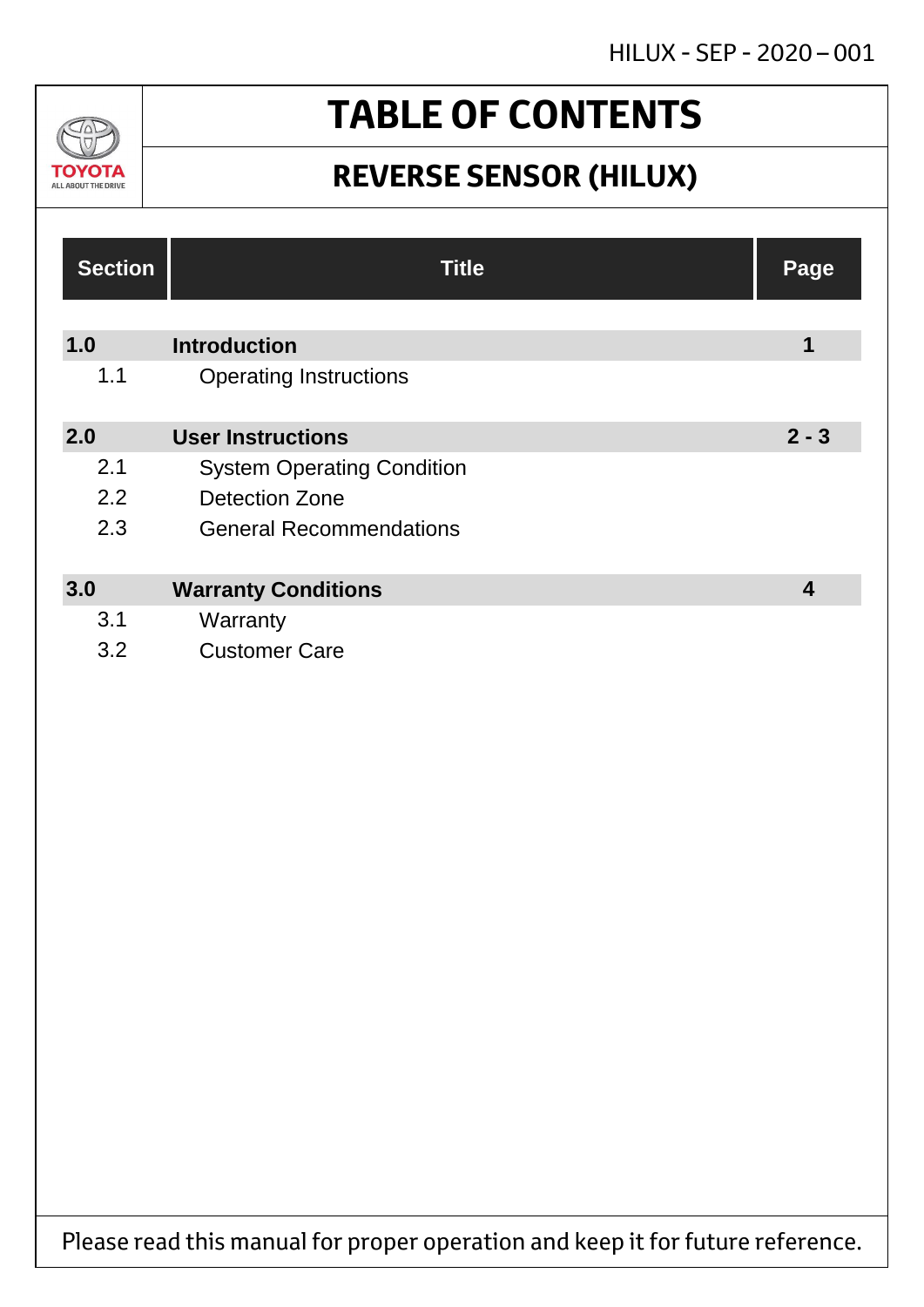# TABLE OF CONTENTS

## REVERSE SENSOR (HILUX)

| Section | Title | Page |
|---|---|---|
| **1.0** | **Introduction** | **1** |
| 1.1 | Operating Instructions | |
| **2.0** | **User Instructions** | **2 - 3** |
| 2.1 | System Operating Condition | |
| 2.2 | Detection Zone | |
| 2.3 | General Recommendations | |
| **3.0** | **Warranty Conditions** | **4** |
| 3.1 | Warranty | |
| 3.2 | Customer Care | |

Please read this manual for proper operation and keep it for future reference.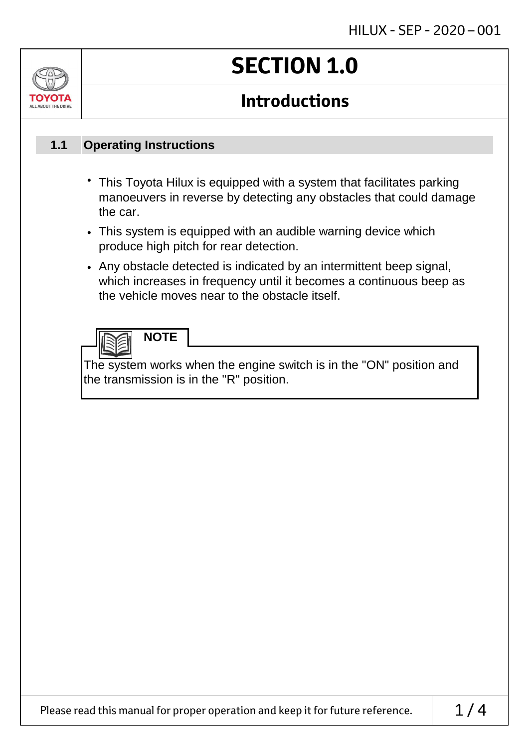# SECTION 1.0

## Introductions

### 1.1 Operating Instructions

- This Toyota Hilux is equipped with a system that facilitates parking manoeuvers in reverse by detecting any obstacles that could damage the car.
- This system is equipped with an audible warning device which produce high pitch for rear detection.
- Any obstacle detected is indicated by an intermittent beep signal, which increases in frequency until it becomes a continuous beep as the vehicle moves near to the obstacle itself.

**NOTE**

The system works when the engine switch is in the "ON" position and the transmission is in the "R" position.

Please read this manual for proper operation and keep it for future reference.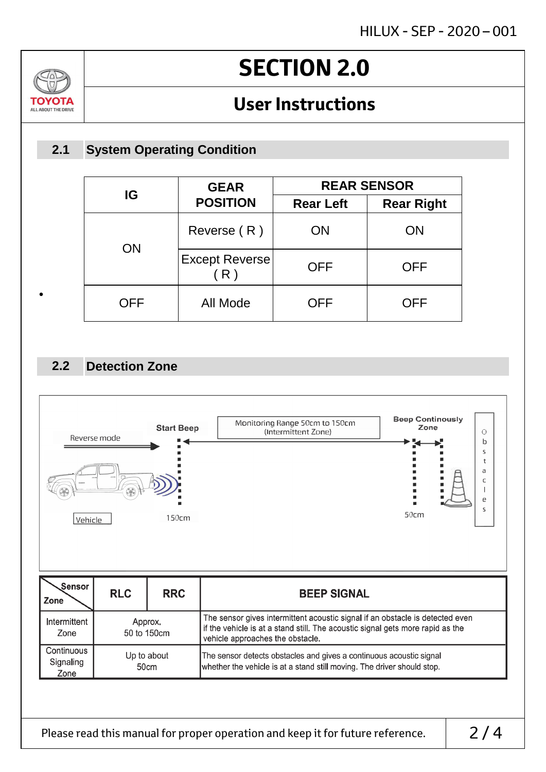# SECTION 2.0

## User Instructions

### 2.1 System Operating Condition

| IG | GEAR POSITION | REAR SENSOR | |
|---|---|---|---|
| | | Rear Left | Rear Right |
| ON | Reverse ( R ) | ON | ON |
| | Except Reverse ( R ) | OFF | OFF |
| OFF | All Mode | OFF | OFF |

### 2.2 Detection Zone

Reverse mode

Start Beep

Monitoring Range 50cm to 150cm (Intermittent Zone)

Beep Continously Zone

Obstacles

Vehicle

150cm

50cm

| Sensor / Zone | RLC | RRC | BEEP SIGNAL |
|---|---|---|---|
| Intermittent Zone | Approx. 50 to 150cm | | The sensor gives intermittent acoustic signal if an obstacle is detected even if the vehicle is at a stand still. The acoustic signal gets more rapid as the vehicle approaches the obstacle. |
| Continuous Signaling Zone | Up to about 50cm | | The sensor detects obstacles and gives a continuous acoustic signal whether the vehicle is at a stand still moving. The driver should stop. |

Please read this manual for proper operation and keep it for future reference.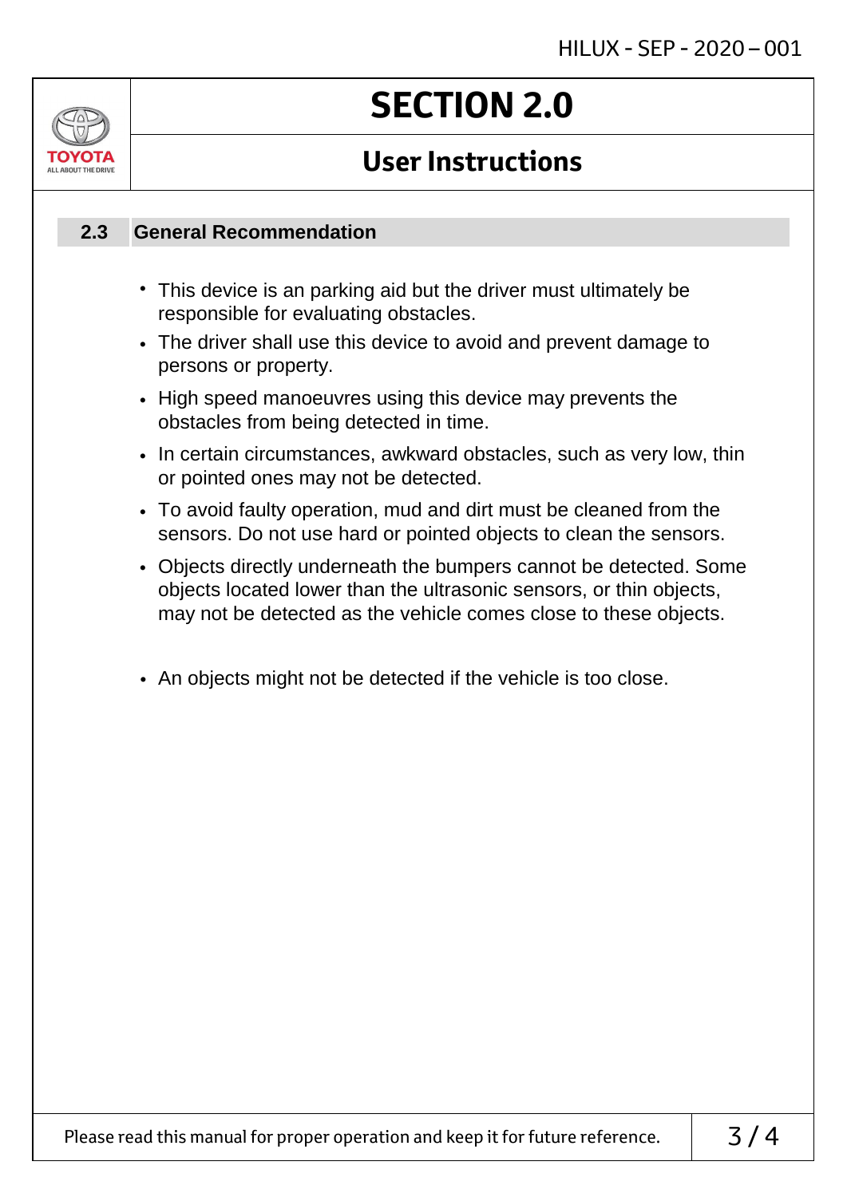# SECTION 2.0

## User Instructions

### 2.3 General Recommendation

- This device is an parking aid but the driver must ultimately be responsible for evaluating obstacles.
- The driver shall use this device to avoid and prevent damage to persons or property.
- High speed manoeuvres using this device may prevents the obstacles from being detected in time.
- In certain circumstances, awkward obstacles, such as very low, thin or pointed ones may not be detected.
- To avoid faulty operation, mud and dirt must be cleaned from the sensors. Do not use hard or pointed objects to clean the sensors.
- Objects directly underneath the bumpers cannot be detected. Some objects located lower than the ultrasonic sensors, or thin objects, may not be detected as the vehicle comes close to these objects.
- An objects might not be detected if the vehicle is too close.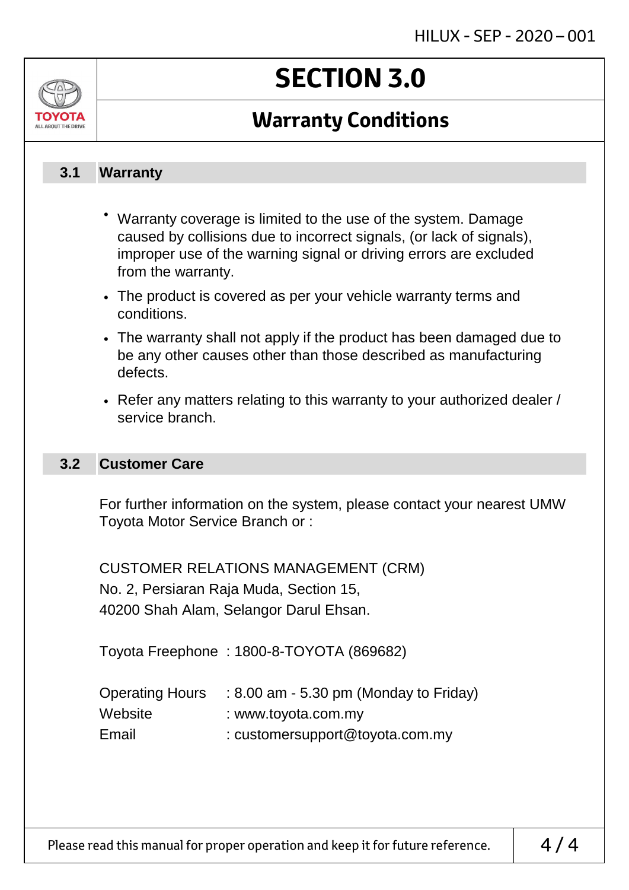# SECTION 3.0

## Warranty Conditions

### 3.1 Warranty

- Warranty coverage is limited to the use of the system. Damage caused by collisions due to incorrect signals, (or lack of signals), improper use of the warning signal or driving errors are excluded from the warranty.
- The product is covered as per your vehicle warranty terms and conditions.
- The warranty shall not apply if the product has been damaged due to be any other causes other than those described as manufacturing defects.
- Refer any matters relating to this warranty to your authorized dealer / service branch.

### 3.2 Customer Care

For further information on the system, please contact your nearest UMW Toyota Motor Service Branch or :

CUSTOMER RELATIONS MANAGEMENT (CRM)
No. 2, Persiaran Raja Muda, Section 15,
40200 Shah Alam, Selangor Darul Ehsan.

Toyota Freephone : 1800-8-TOYOTA (869682)

Operating Hours : 8.00 am - 5.30 pm (Monday to Friday)
Website : www.toyota.com.my
Email : customersupport@toyota.com.my

Please read this manual for proper operation and keep it for future reference.